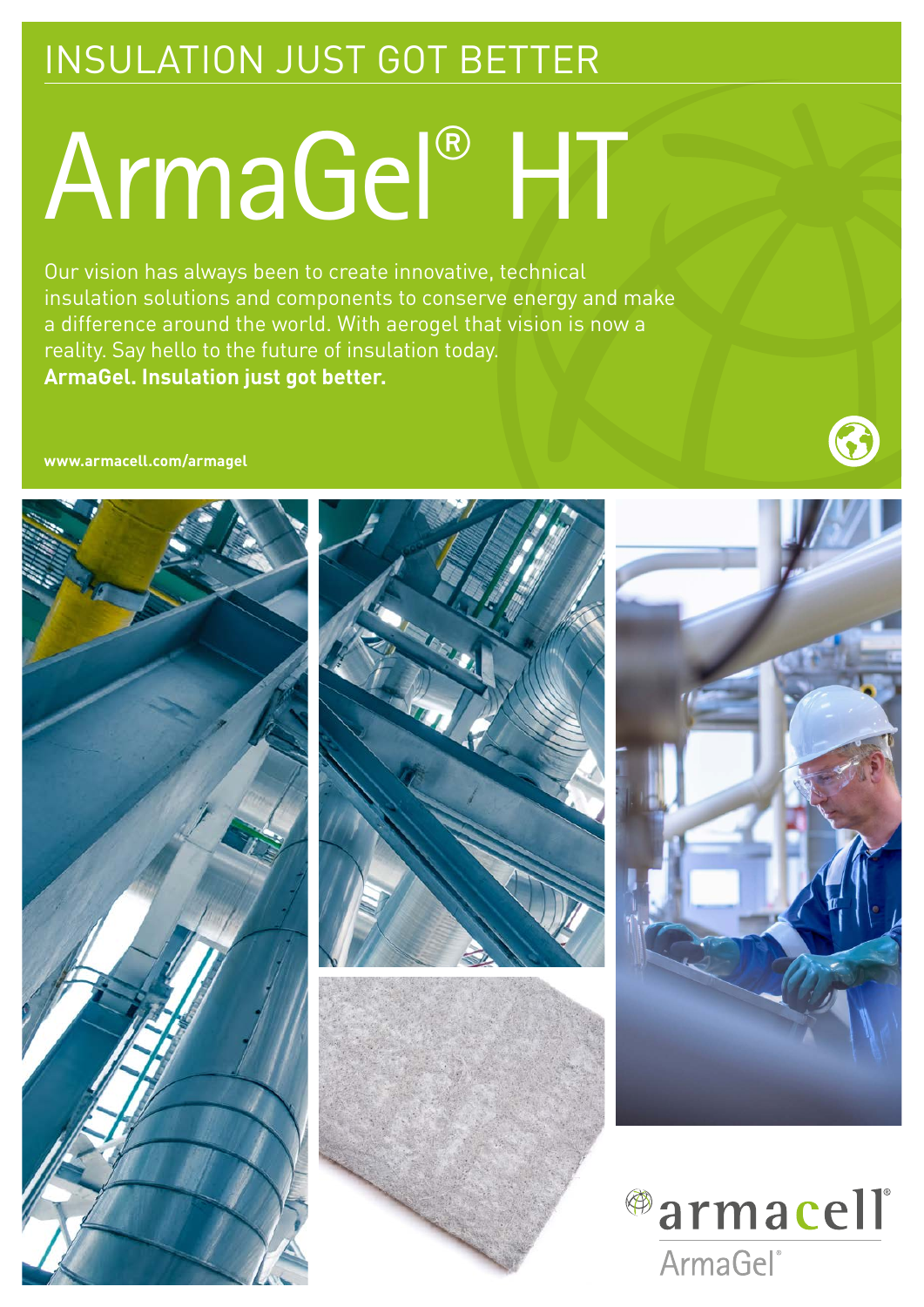INSULATION JUST GOT BETTER

# ArmaGel® HT

Our vision has always been to create innovative, technical insulation solutions and components to conserve energy and make a difference around the world. With aerogel that vision is now a reality. Say hello to the future of insulation today.
**ArmaGel. Insulation just got better.**

**www.armacell.com/armagel**

armacell®
ArmaGel®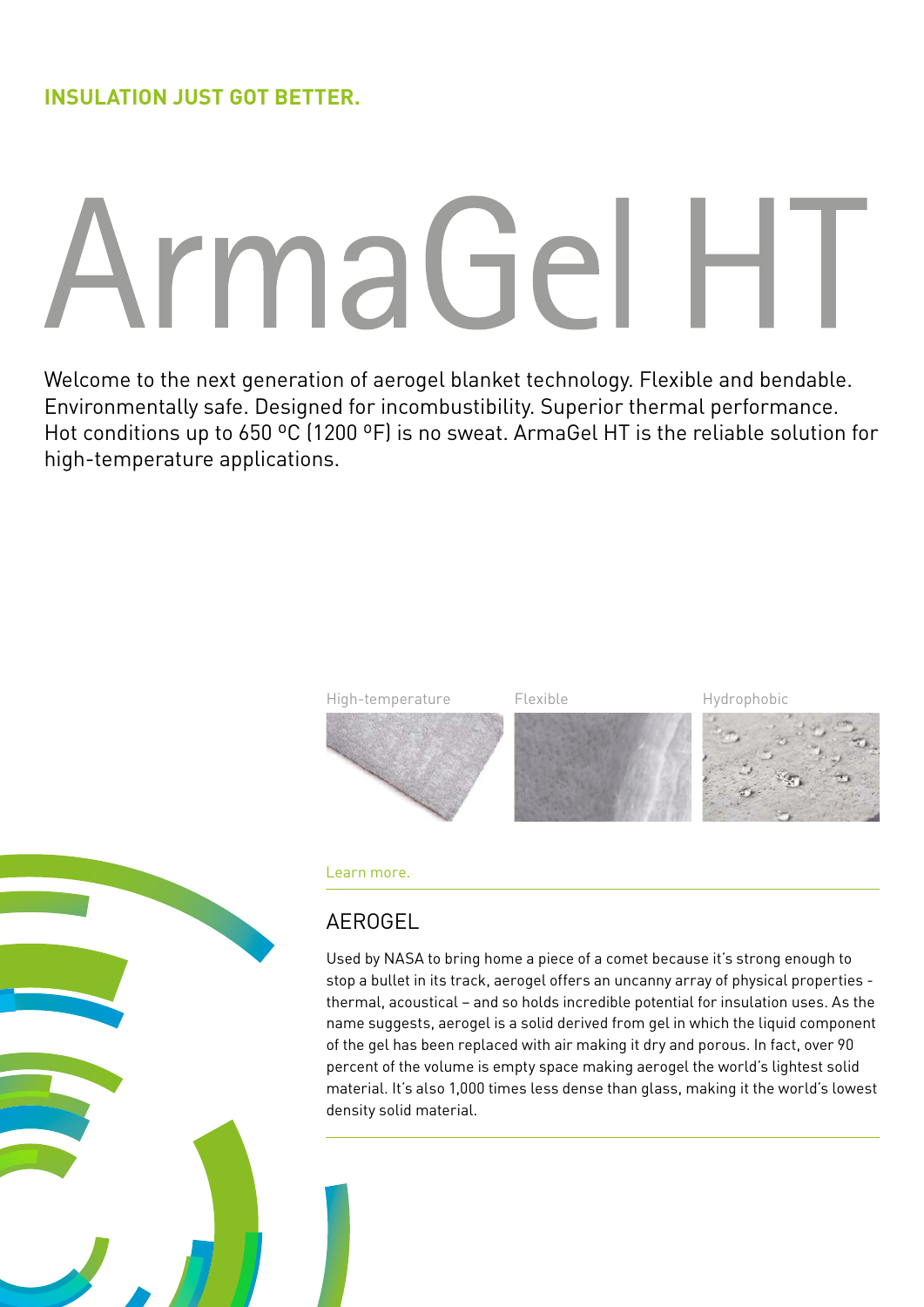**INSULATION JUST GOT BETTER.**

# ArmaGel HT

Welcome to the next generation of aerogel blanket technology. Flexible and bendable. Environmentally safe. Designed for incombustibility. Superior thermal performance. Hot conditions up to 650 ºC (1200 ºF) is no sweat. ArmaGel HT is the reliable solution for high-temperature applications.

High-temperature

Flexible

Hydrophobic

Learn more.

## AEROGEL

Used by NASA to bring home a piece of a comet because it's strong enough to stop a bullet in its track, aerogel offers an uncanny array of physical properties - thermal, acoustical – and so holds incredible potential for insulation uses. As the name suggests, aerogel is a solid derived from gel in which the liquid component of the gel has been replaced with air making it dry and porous. In fact, over 90 percent of the volume is empty space making aerogel the world's lightest solid material. It's also 1,000 times less dense than glass, making it the world's lowest density solid material.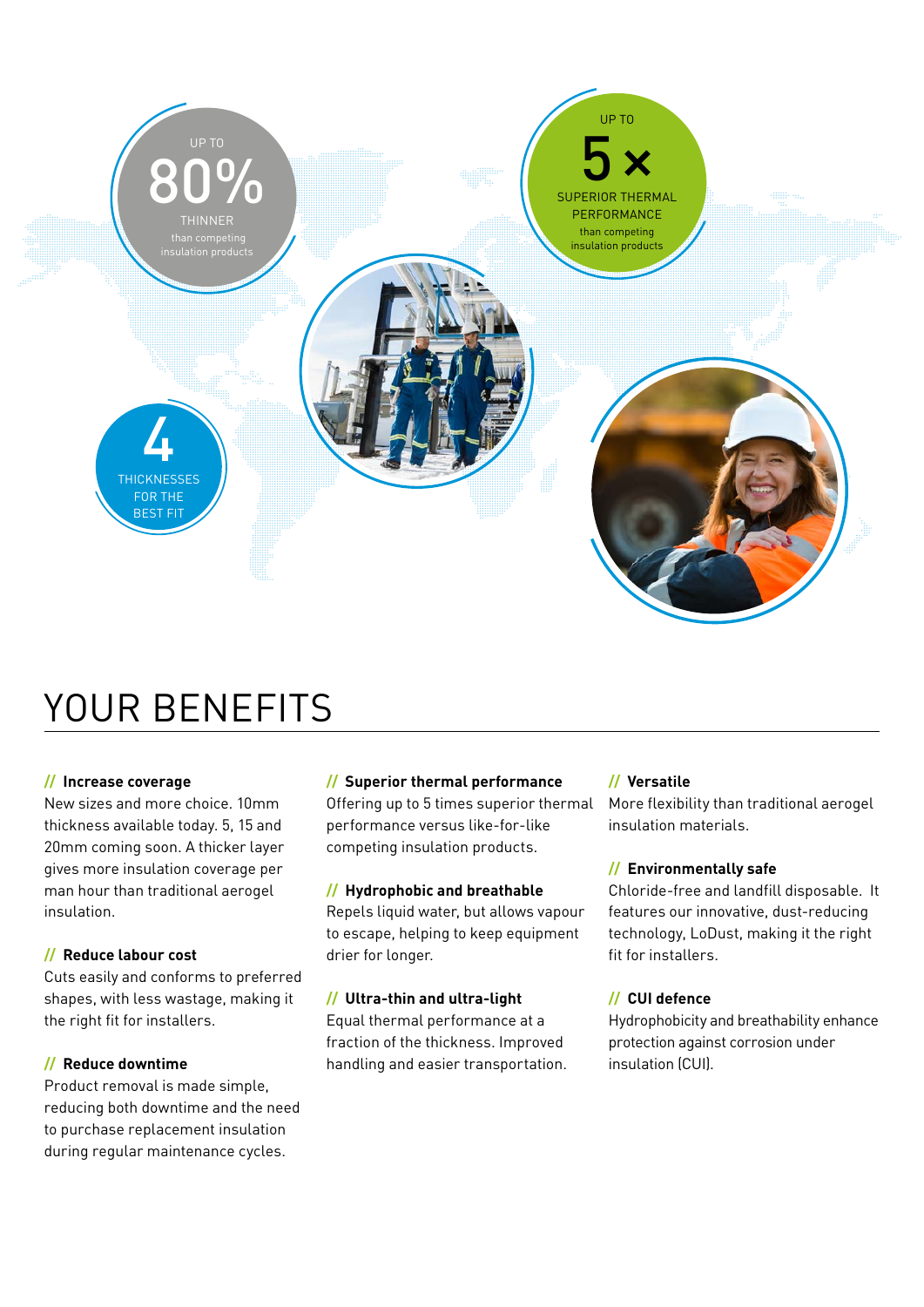UP TO

80%

THINNER

than competing insulation products

UP TO

5×

SUPERIOR THERMAL PERFORMANCE

than competing insulation products

4

THICKNESSES FOR THE BEST FIT

# YOUR BENEFITS

**// Increase coverage**
New sizes and more choice. 10mm thickness available today. 5, 15 and 20mm coming soon. A thicker layer gives more insulation coverage per man hour than traditional aerogel insulation.

**// Reduce labour cost**
Cuts easily and conforms to preferred shapes, with less wastage, making it the right fit for installers.

**// Reduce downtime**
Product removal is made simple, reducing both downtime and the need to purchase replacement insulation during regular maintenance cycles.

**// Superior thermal performance**
Offering up to 5 times superior thermal performance versus like-for-like competing insulation products.

**// Hydrophobic and breathable**
Repels liquid water, but allows vapour to escape, helping to keep equipment drier for longer.

**// Ultra-thin and ultra-light**
Equal thermal performance at a fraction of the thickness. Improved handling and easier transportation.

**// Versatile**
More flexibility than traditional aerogel insulation materials.

**// Environmentally safe**
Chloride-free and landfill disposable. It features our innovative, dust-reducing technology, LoDust, making it the right fit for installers.

**// CUI defence**
Hydrophobicity and breathability enhance protection against corrosion under insulation (CUI).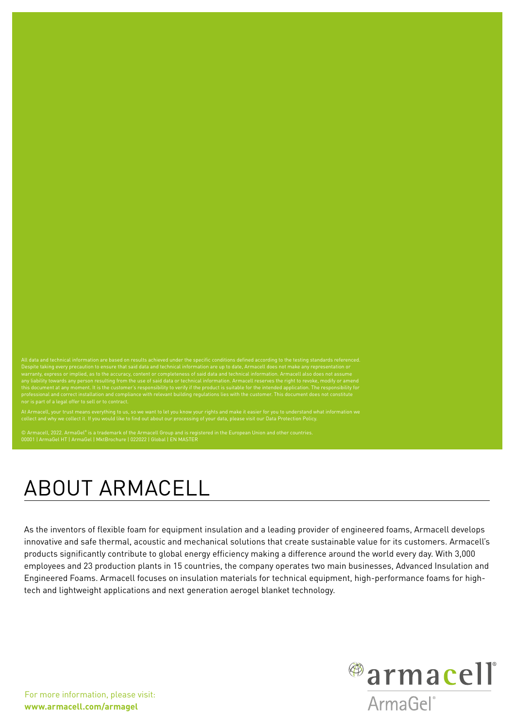All data and technical information are based on results achieved under the specific conditions defined according to the testing standards referenced. Despite taking every precaution to ensure that said data and technical information are up to date, Armacell does not make any representation or warranty, express or implied, as to the accuracy, content or completeness of said data and technical information. Armacell also does not assume any liability towards any person resulting from the use of said data or technical information. Armacell reserves the right to revoke, modify or amend this document at any moment. It is the customer's responsibility to verify if the product is suitable for the intended application. The responsibility for professional and correct installation and compliance with relevant building regulations lies with the customer. This document does not constitute nor is part of a legal offer to sell or to contract.

At Armacell, your trust means everything to us, so we want to let you know your rights and make it easier for you to understand what information we collect and why we collect it. If you would like to find out about our processing of your data, please visit our Data Protection Policy.

© Armacell, 2022. ArmaGel® is a trademark of the Armacell Group and is registered in the European Union and other countries.
00001 | ArmaGel HT | ArmaGel | MktBrochure | 022022 | Global | EN MASTER

# ABOUT ARMACELL

As the inventors of flexible foam for equipment insulation and a leading provider of engineered foams, Armacell develops innovative and safe thermal, acoustic and mechanical solutions that create sustainable value for its customers. Armacell's products significantly contribute to global energy efficiency making a difference around the world every day. With 3,000 employees and 23 production plants in 15 countries, the company operates two main businesses, Advanced Insulation and Engineered Foams. Armacell focuses on insulation materials for technical equipment, high-performance foams for high-tech and lightweight applications and next generation aerogel blanket technology.

For more information, please visit:
**www.armacell.com/armagel**

armacell®
ArmaGel®